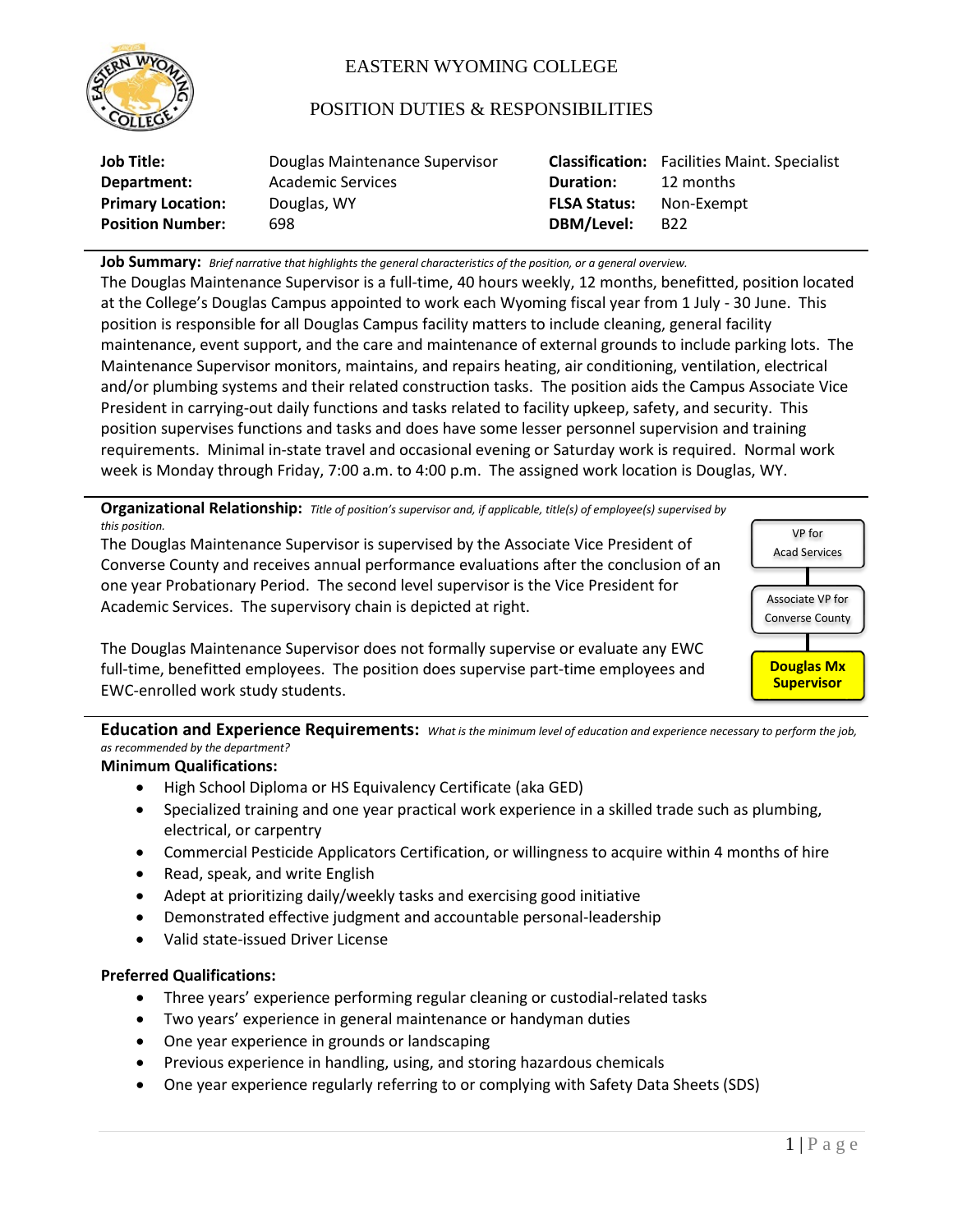# EASTERN WYOMING COLLEGE

## POSITION DUTIES & RESPONSIBILITIES

| | | | |
|---|---|---|---|
| **Job Title:** | Douglas Maintenance Supervisor | **Classification:** | Facilities Maint. Specialist |
| **Department:** | Academic Services | **Duration:** | 12 months |
| **Primary Location:** | Douglas, WY | **FLSA Status:** | Non-Exempt |
| **Position Number:** | 698 | **DBM/Level:** | B22 |

**Job Summary:** *Brief narrative that highlights the general characteristics of the position, or a general overview.*

The Douglas Maintenance Supervisor is a full-time, 40 hours weekly, 12 months, benefitted, position located at the College's Douglas Campus appointed to work each Wyoming fiscal year from 1 July - 30 June. This position is responsible for all Douglas Campus facility matters to include cleaning, general facility maintenance, event support, and the care and maintenance of external grounds to include parking lots. The Maintenance Supervisor monitors, maintains, and repairs heating, air conditioning, ventilation, electrical and/or plumbing systems and their related construction tasks. The position aids the Campus Associate Vice President in carrying-out daily functions and tasks related to facility upkeep, safety, and security. This position supervises functions and tasks and does have some lesser personnel supervision and training requirements. Minimal in-state travel and occasional evening or Saturday work is required. Normal work week is Monday through Friday, 7:00 a.m. to 4:00 p.m. The assigned work location is Douglas, WY.

**Organizational Relationship:** *Title of position's supervisor and, if applicable, title(s) of employee(s) supervised by this position.*

The Douglas Maintenance Supervisor is supervised by the Associate Vice President of Converse County and receives annual performance evaluations after the conclusion of an one year Probationary Period. The second level supervisor is the Vice President for Academic Services. The supervisory chain is depicted at right.

VP for Acad Services → Associate VP for Converse County → **Douglas Mx Supervisor**

The Douglas Maintenance Supervisor does not formally supervise or evaluate any EWC full-time, benefitted employees. The position does supervise part-time employees and EWC-enrolled work study students.

**Education and Experience Requirements:** *What is the minimum level of education and experience necessary to perform the job, as recommended by the department?*

**Minimum Qualifications:**

- High School Diploma or HS Equivalency Certificate (aka GED)
- Specialized training and one year practical work experience in a skilled trade such as plumbing, electrical, or carpentry
- Commercial Pesticide Applicators Certification, or willingness to acquire within 4 months of hire
- Read, speak, and write English
- Adept at prioritizing daily/weekly tasks and exercising good initiative
- Demonstrated effective judgment and accountable personal-leadership
- Valid state-issued Driver License

**Preferred Qualifications:**

- Three years' experience performing regular cleaning or custodial-related tasks
- Two years' experience in general maintenance or handyman duties
- One year experience in grounds or landscaping
- Previous experience in handling, using, and storing hazardous chemicals
- One year experience regularly referring to or complying with Safety Data Sheets (SDS)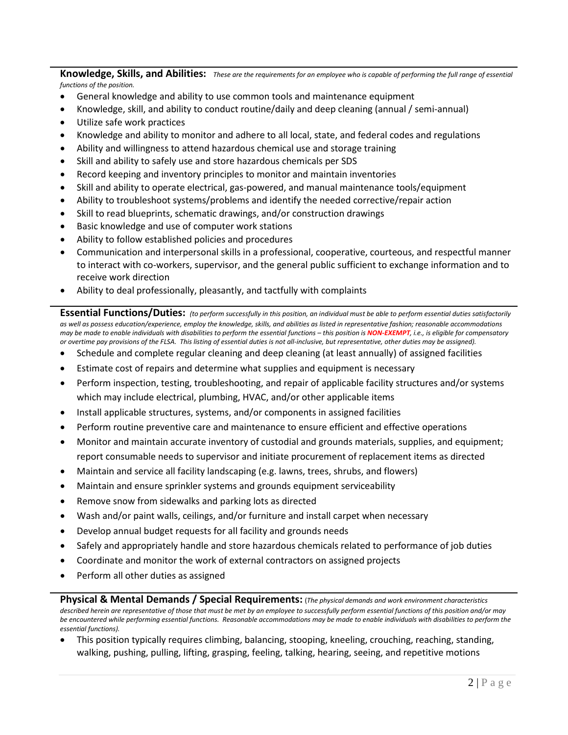**Knowledge, Skills, and Abilities:** *These are the requirements for an employee who is capable of performing the full range of essential functions of the position.*

- General knowledge and ability to use common tools and maintenance equipment
- Knowledge, skill, and ability to conduct routine/daily and deep cleaning (annual / semi-annual)
- Utilize safe work practices
- Knowledge and ability to monitor and adhere to all local, state, and federal codes and regulations
- Ability and willingness to attend hazardous chemical use and storage training
- Skill and ability to safely use and store hazardous chemicals per SDS
- Record keeping and inventory principles to monitor and maintain inventories
- Skill and ability to operate electrical, gas-powered, and manual maintenance tools/equipment
- Ability to troubleshoot systems/problems and identify the needed corrective/repair action
- Skill to read blueprints, schematic drawings, and/or construction drawings
- Basic knowledge and use of computer work stations
- Ability to follow established policies and procedures
- Communication and interpersonal skills in a professional, cooperative, courteous, and respectful manner to interact with co-workers, supervisor, and the general public sufficient to exchange information and to receive work direction
- Ability to deal professionally, pleasantly, and tactfully with complaints

**Essential Functions/Duties:** *(to perform successfully in this position, an individual must be able to perform essential duties satisfactorily as well as possess education/experience, employ the knowledge, skills, and abilities as listed in representative fashion; reasonable accommodations may be made to enable individuals with disabilities to perform the essential functions – this position is* ***NON-EXEMPT****, i.e., is eligible for compensatory or overtime pay provisions of the FLSA. This listing of essential duties is not all-inclusive, but representative, other duties may be assigned).*

- Schedule and complete regular cleaning and deep cleaning (at least annually) of assigned facilities
- Estimate cost of repairs and determine what supplies and equipment is necessary
- Perform inspection, testing, troubleshooting, and repair of applicable facility structures and/or systems which may include electrical, plumbing, HVAC, and/or other applicable items
- Install applicable structures, systems, and/or components in assigned facilities
- Perform routine preventive care and maintenance to ensure efficient and effective operations
- Monitor and maintain accurate inventory of custodial and grounds materials, supplies, and equipment; report consumable needs to supervisor and initiate procurement of replacement items as directed
- Maintain and service all facility landscaping (e.g. lawns, trees, shrubs, and flowers)
- Maintain and ensure sprinkler systems and grounds equipment serviceability
- Remove snow from sidewalks and parking lots as directed
- Wash and/or paint walls, ceilings, and/or furniture and install carpet when necessary
- Develop annual budget requests for all facility and grounds needs
- Safely and appropriately handle and store hazardous chemicals related to performance of job duties
- Coordinate and monitor the work of external contractors on assigned projects
- Perform all other duties as assigned

**Physical & Mental Demands / Special Requirements:** (*The physical demands and work environment characteristics described herein are representative of those that must be met by an employee to successfully perform essential functions of this position and/or may be encountered while performing essential functions. Reasonable accommodations may be made to enable individuals with disabilities to perform the essential functions).*

- This position typically requires climbing, balancing, stooping, kneeling, crouching, reaching, standing, walking, pushing, pulling, lifting, grasping, feeling, talking, hearing, seeing, and repetitive motions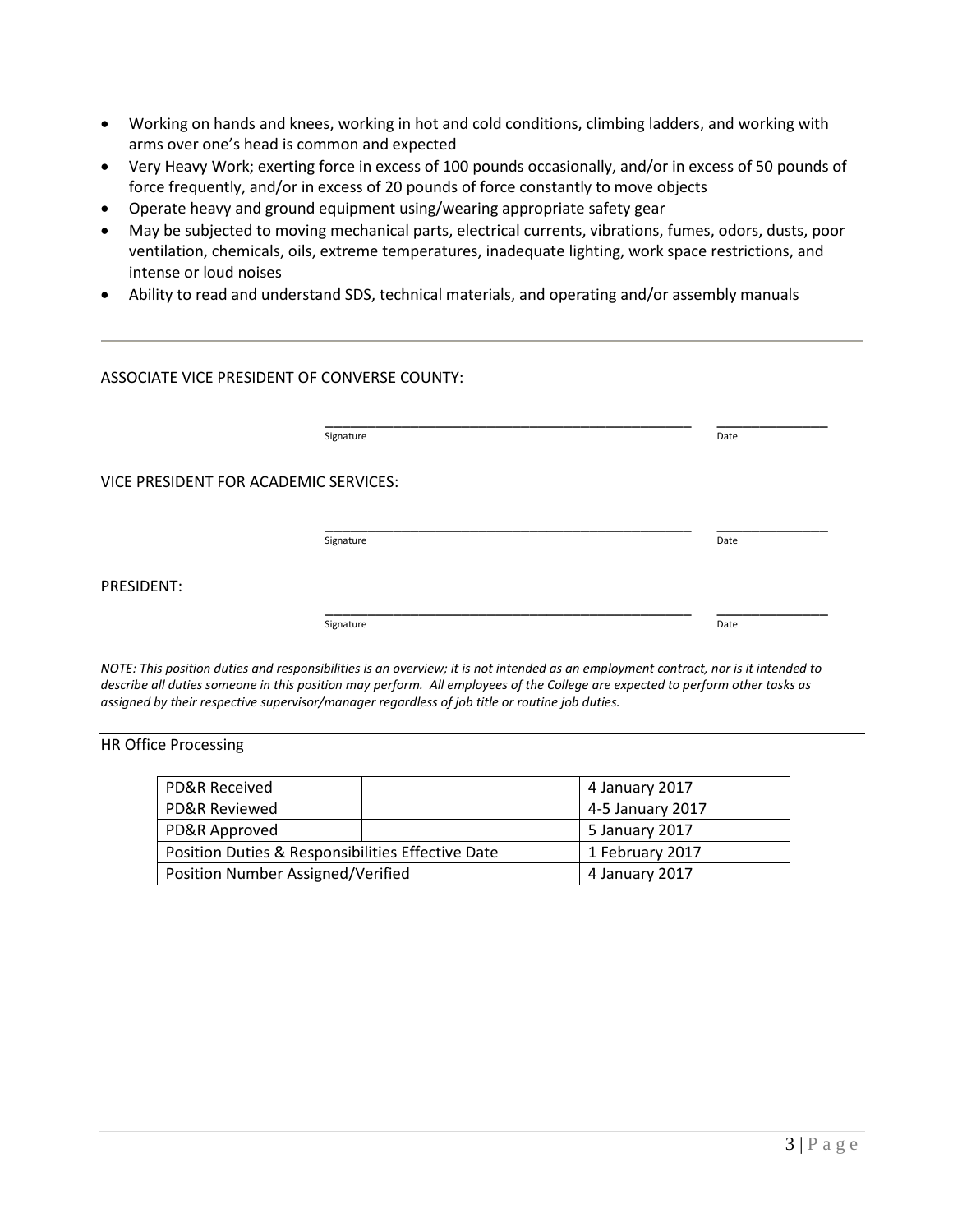- Working on hands and knees, working in hot and cold conditions, climbing ladders, and working with arms over one's head is common and expected
- Very Heavy Work; exerting force in excess of 100 pounds occasionally, and/or in excess of 50 pounds of force frequently, and/or in excess of 20 pounds of force constantly to move objects
- Operate heavy and ground equipment using/wearing appropriate safety gear
- May be subjected to moving mechanical parts, electrical currents, vibrations, fumes, odors, dusts, poor ventilation, chemicals, oils, extreme temperatures, inadequate lighting, work space restrictions, and intense or loud noises
- Ability to read and understand SDS, technical materials, and operating and/or assembly manuals

---

ASSOCIATE VICE PRESIDENT OF CONVERSE COUNTY:

_______________________________________________ _______________
Signature Date

VICE PRESIDENT FOR ACADEMIC SERVICES:

_______________________________________________ _______________
Signature Date

PRESIDENT:

_______________________________________________ _______________
Signature Date

*NOTE: This position duties and responsibilities is an overview; it is not intended as an employment contract, nor is it intended to describe all duties someone in this position may perform. All employees of the College are expected to perform other tasks as assigned by their respective supervisor/manager regardless of job title or routine job duties.*

---

HR Office Processing

| | | |
|---|---|---|
| PD&R Received | | 4 January 2017 |
| PD&R Reviewed | | 4-5 January 2017 |
| PD&R Approved | | 5 January 2017 |
| Position Duties & Responsibilities Effective Date | | 1 February 2017 |
| Position Number Assigned/Verified | | 4 January 2017 |